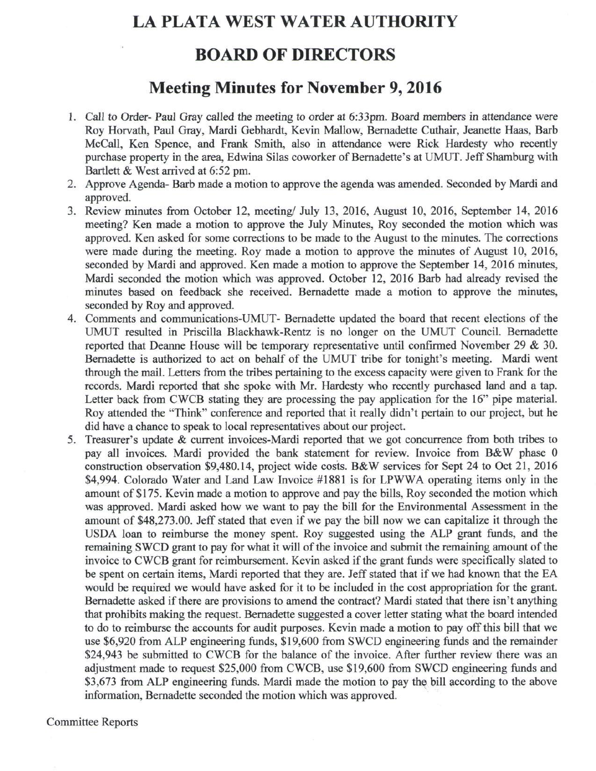# LA PLATA WEST WATER AUTHORITY

# BOARD OF DIRECTORS

## Meeting Minutes for November 9, 2016

1. Call to Order- Paul Gray called the meeting to order at 6:33pm. Board members in attendance were Roy Horvath, Paul Gray, Mardi Gebhardt, Kevin Mallow, Bernadette Cuthair, Jeanette Haas, Barb McCall, Ken Spence, and Frank Smith, also in attendance were Rick Hardesty who recently purchase property in the area, Edwina Silas coworker of Bernadette's at UMUT. Jeff Shamburg with Bartlett & West arrived at 6:52 pm.
2. Approve Agenda- Barb made a motion to approve the agenda was amended. Seconded by Mardi and approved.
3. Review minutes from October 12, meeting/ July 13, 2016, August 10, 2016, September 14, 2016 meeting? Ken made a motion to approve the July Minutes, Roy seconded the motion which was approved. Ken asked for some corrections to be made to the August to the minutes. The corrections were made during the meeting. Roy made a motion to approve the minutes of August 10, 2016, seconded by Mardi and approved. Ken made a motion to approve the September 14, 2016 minutes, Mardi seconded the motion which was approved. October 12, 2016 Barb had already revised the minutes based on feedback she received. Bernadette made a motion to approve the minutes, seconded by Roy and approved.
4. Comments and communications-UMUT- Bernadette updated the board that recent elections of the UMUT resulted in Priscilla Blackhawk-Rentz is no longer on the UMUT Council. Bernadette reported that Deanne House will be temporary representative until confirmed November 29 & 30. Bernadette is authorized to act on behalf of the UMUT tribe for tonight's meeting. Mardi went through the mail. Letters from the tribes pertaining to the excess capacity were given to Frank for the records. Mardi reported that she spoke with Mr. Hardesty who recently purchased land and a tap. Letter back from CWCB stating they are processing the pay application for the 16" pipe material. Roy attended the "Think" conference and reported that it really didn't pertain to our project, but he did have a chance to speak to local representatives about our project.
5. Treasurer's update & current invoices-Mardi reported that we got concurrence from both tribes to pay all invoices. Mardi provided the bank statement for review. Invoice from B&W phase 0 construction observation $9,480.14, project wide costs. B&W services for Sept 24 to Oct 21, 2016 $4,994. Colorado Water and Land Law Invoice #1881 is for LPWWA operating items only in the amount of $175. Kevin made a motion to approve and pay the bills, Roy seconded the motion which was approved. Mardi asked how we want to pay the bill for the Environmental Assessment in the amount of $48,273.00. Jeff stated that even if we pay the bill now we can capitalize it through the USDA loan to reimburse the money spent. Roy suggested using the ALP grant funds, and the remaining SWCD grant to pay for what it will of the invoice and submit the remaining amount of the invoice to CWCB grant for reimbursement. Kevin asked if the grant funds were specifically slated to be spent on certain items, Mardi reported that they are. Jeff stated that if we had known that the EA would be required we would have asked for it to be included in the cost appropriation for the grant. Bernadette asked if there are provisions to amend the contract? Mardi stated that there isn't anything that prohibits making the request. Bernadette suggested a cover letter stating what the board intended to do to reimburse the accounts for audit purposes. Kevin made a motion to pay off this bill that we use $6,920 from ALP engineering funds, $19,600 from SWCD engineering funds and the remainder $24,943 be submitted to CWCB for the balance of the invoice. After further review there was an adjustment made to request $25,000 from CWCB, use $19,600 from SWCD engineering funds and $3,673 from ALP engineering funds. Mardi made the motion to pay the bill according to the above information, Bernadette seconded the motion which was approved.

Committee Reports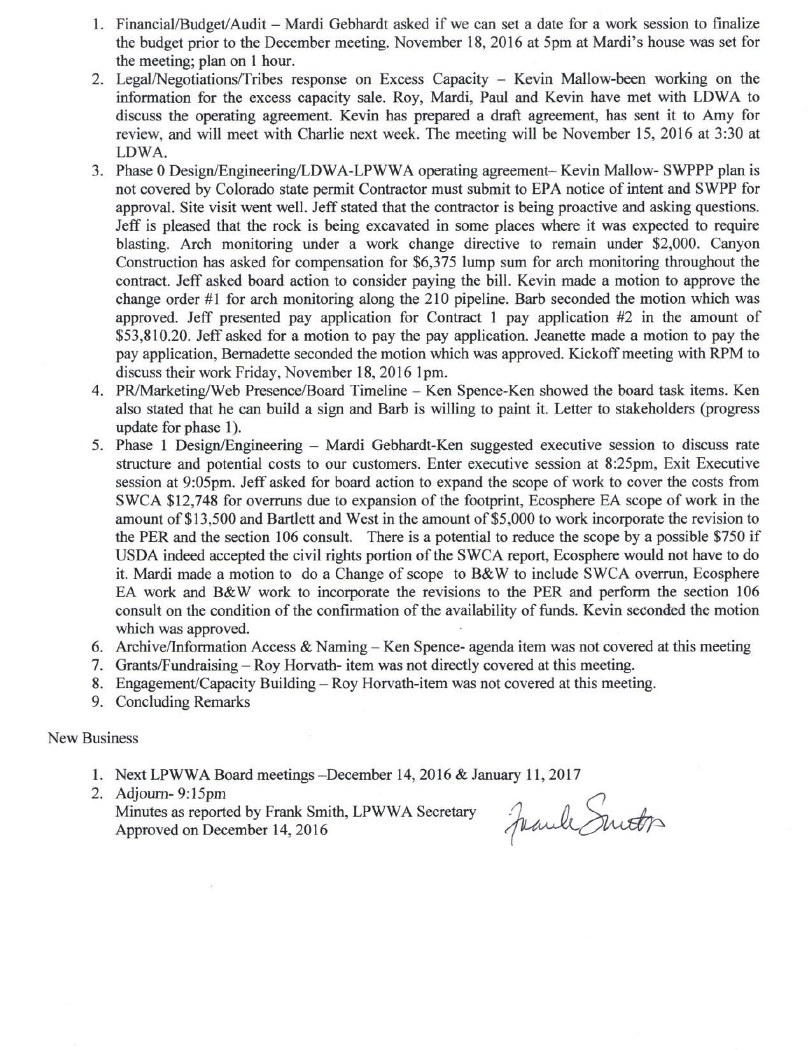1. Financial/Budget/Audit – Mardi Gebhardt asked if we can set a date for a work session to finalize the budget prior to the December meeting. November 18, 2016 at 5pm at Mardi's house was set for the meeting; plan on 1 hour.
2. Legal/Negotiations/Tribes response on Excess Capacity – Kevin Mallow-been working on the information for the excess capacity sale. Roy, Mardi, Paul and Kevin have met with LDWA to discuss the operating agreement. Kevin has prepared a draft agreement, has sent it to Amy for review, and will meet with Charlie next week. The meeting will be November 15, 2016 at 3:30 at LDWA.
3. Phase 0 Design/Engineering/LDWA-LPWWA operating agreement– Kevin Mallow- SWPPP plan is not covered by Colorado state permit Contractor must submit to EPA notice of intent and SWPP for approval. Site visit went well. Jeff stated that the contractor is being proactive and asking questions. Jeff is pleased that the rock is being excavated in some places where it was expected to require blasting. Arch monitoring under a work change directive to remain under $2,000. Canyon Construction has asked for compensation for $6,375 lump sum for arch monitoring throughout the contract. Jeff asked board action to consider paying the bill. Kevin made a motion to approve the change order #1 for arch monitoring along the 210 pipeline. Barb seconded the motion which was approved. Jeff presented pay application for Contract 1 pay application #2 in the amount of $53,810.20. Jeff asked for a motion to pay the pay application. Jeanette made a motion to pay the pay application, Bernadette seconded the motion which was approved. Kickoff meeting with RPM to discuss their work Friday, November 18, 2016 1pm.
4. PR/Marketing/Web Presence/Board Timeline – Ken Spence-Ken showed the board task items. Ken also stated that he can build a sign and Barb is willing to paint it. Letter to stakeholders (progress update for phase 1).
5. Phase 1 Design/Engineering – Mardi Gebhardt-Ken suggested executive session to discuss rate structure and potential costs to our customers. Enter executive session at 8:25pm, Exit Executive session at 9:05pm. Jeff asked for board action to expand the scope of work to cover the costs from SWCA $12,748 for overruns due to expansion of the footprint, Ecosphere EA scope of work in the amount of $13,500 and Bartlett and West in the amount of $5,000 to work incorporate the revision to the PER and the section 106 consult. There is a potential to reduce the scope by a possible $750 if USDA indeed accepted the civil rights portion of the SWCA report, Ecosphere would not have to do it. Mardi made a motion to do a Change of scope to B&W to include SWCA overrun, Ecosphere EA work and B&W work to incorporate the revisions to the PER and perform the section 106 consult on the condition of the confirmation of the availability of funds. Kevin seconded the motion which was approved.
6. Archive/Information Access & Naming – Ken Spence- agenda item was not covered at this meeting
7. Grants/Fundraising – Roy Horvath- item was not directly covered at this meeting.
8. Engagement/Capacity Building – Roy Horvath-item was not covered at this meeting.
9. Concluding Remarks

New Business

1. Next LPWWA Board meetings –December 14, 2016 & January 11, 2017
2. Adjourn- 9:15pm
   Minutes as reported by Frank Smith, LPWWA Secretary
   Approved on December 14, 2016

Frank Smith